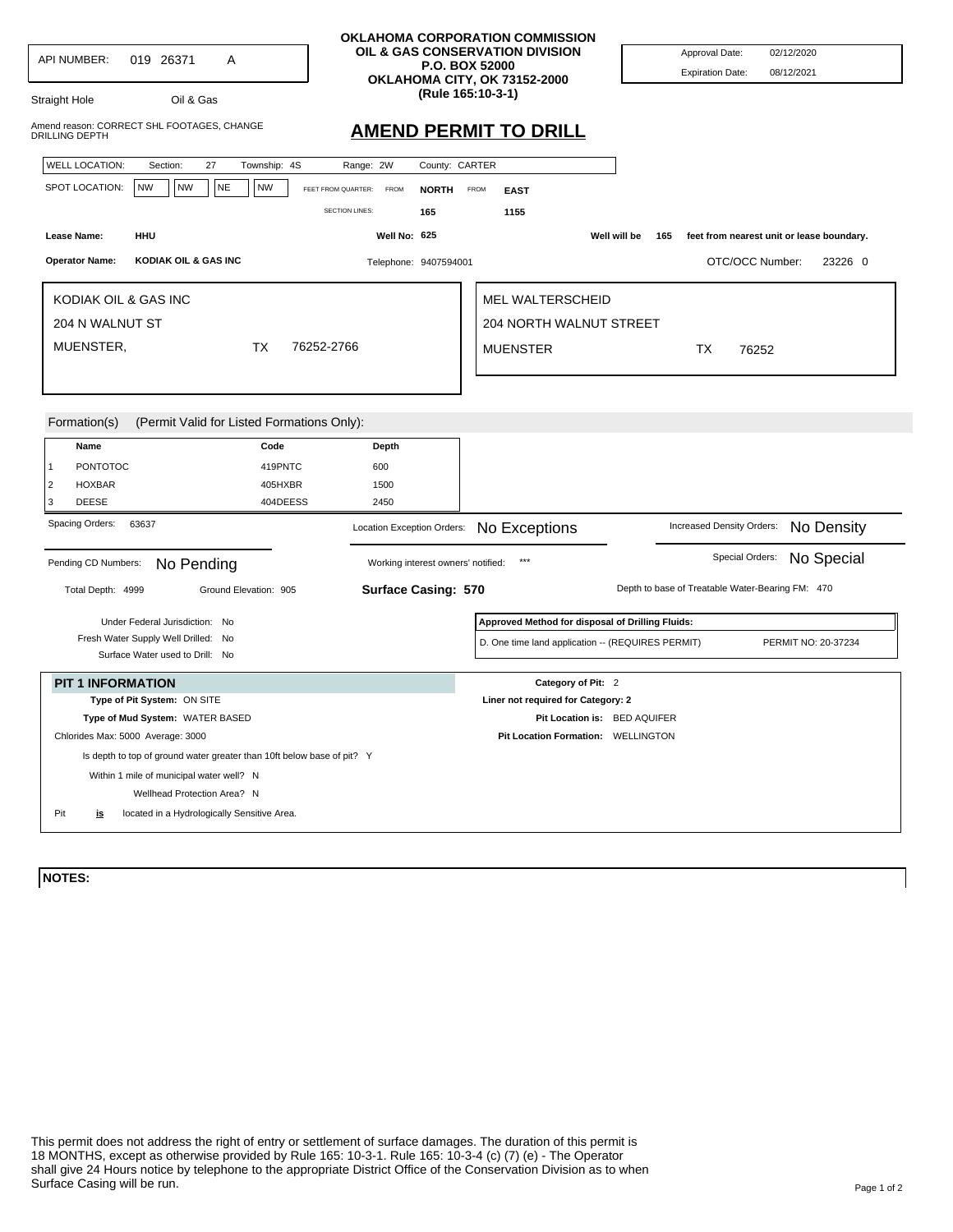API NUMBER: 019 26371 A

Straight Hole Oil & Gas

Amend reason: CORRECT SHL FOOTAGES, CHANGE DRILLING DEPTH

**OKLAHOMA CORPORATION COMMISSION**
**OIL & GAS CONSERVATION DIVISION**
**P.O. BOX 52000**
**OKLAHOMA CITY, OK 73152-2000**
**(Rule 165:10-3-1)**

Approval Date: 02/12/2020
Expiration Date: 08/12/2021

# AMEND PERMIT TO DRILL

WELL LOCATION: Section: 27 Township: 4S Range: 2W County: CARTER

SPOT LOCATION: NW NW NE NW FEET FROM QUARTER: FROM **NORTH** FROM **EAST**

SECTION LINES: 165 1155

**Lease Name:** HHU **Well No:** 625 **Well will be** 165 **feet from nearest unit or lease boundary.**

**Operator Name:** KODIAK OIL & GAS INC Telephone: 9407594001 OTC/OCC Number: 23226 0

KODIAK OIL & GAS INC
204 N WALNUT ST
MUENSTER, TX 76252-2766

MEL WALTERSCHEID
204 NORTH WALNUT STREET
MUENSTER TX 76252

Formation(s) (Permit Valid for Listed Formations Only):

| | Name | Code | Depth |
|---|---|---|---|
| 1 | PONTOTOC | 419PNTC | 600 |
| 2 | HOXBAR | 405HXBR | 1500 |
| 3 | DEESE | 404DEESS | 2450 |

Spacing Orders: 63637

Location Exception Orders: No Exceptions

Increased Density Orders: No Density

Pending CD Numbers: No Pending

Working interest owners' notified: ***

Special Orders: No Special

Total Depth: 4999 Ground Elevation: 905 **Surface Casing: 570** Depth to base of Treatable Water-Bearing FM: 470

Under Federal Jurisdiction: No
Fresh Water Supply Well Drilled: No
Surface Water used to Drill: No

**Approved Method for disposal of Drilling Fluids:**
D. One time land application -- (REQUIRES PERMIT) PERMIT NO: 20-37234

## PIT 1 INFORMATION

**Type of Pit System:** ON SITE
**Type of Mud System:** WATER BASED
Chlorides Max: 5000 Average: 3000
Is depth to top of ground water greater than 10ft below base of pit? Y
Within 1 mile of municipal water well? N
Wellhead Protection Area? N
Pit **is** located in a Hydrologically Sensitive Area.

**Category of Pit:** 2
**Liner not required for Category: 2**
**Pit Location is:** BED AQUIFER
**Pit Location Formation:** WELLINGTON

**NOTES:**

This permit does not address the right of entry or settlement of surface damages. The duration of this permit is 18 MONTHS, except as otherwise provided by Rule 165: 10-3-1. Rule 165: 10-3-4 (c) (7) (e) - The Operator shall give 24 Hours notice by telephone to the appropriate District Office of the Conservation Division as to when Surface Casing will be run.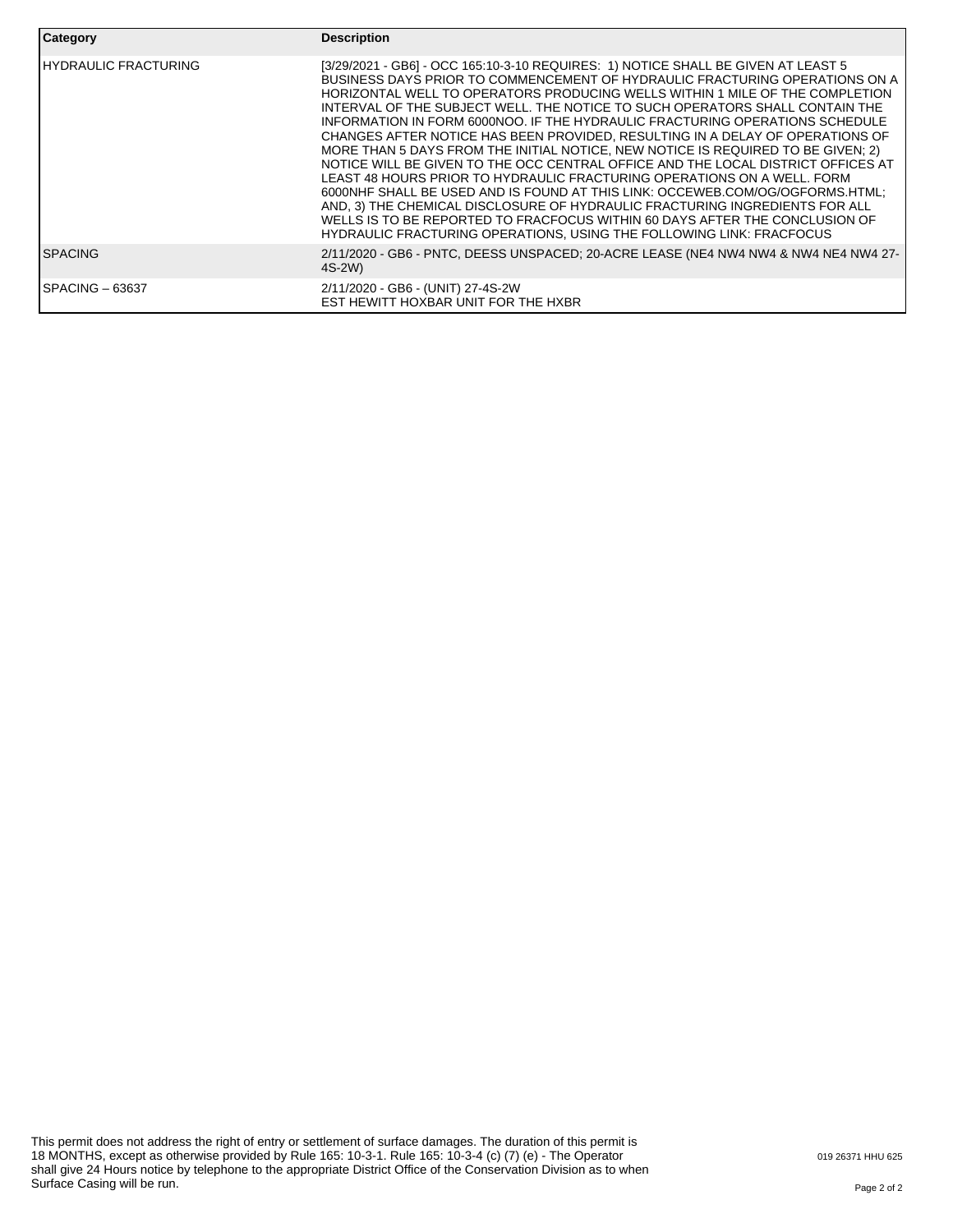| Category | Description |
|---|---|
| HYDRAULIC FRACTURING | [3/29/2021 - GB6] - OCC 165:10-3-10 REQUIRES: 1) NOTICE SHALL BE GIVEN AT LEAST 5 BUSINESS DAYS PRIOR TO COMMENCEMENT OF HYDRAULIC FRACTURING OPERATIONS ON A HORIZONTAL WELL TO OPERATORS PRODUCING WELLS WITHIN 1 MILE OF THE COMPLETION INTERVAL OF THE SUBJECT WELL. THE NOTICE TO SUCH OPERATORS SHALL CONTAIN THE INFORMATION IN FORM 6000NOO. IF THE HYDRAULIC FRACTURING OPERATIONS SCHEDULE CHANGES AFTER NOTICE HAS BEEN PROVIDED, RESULTING IN A DELAY OF OPERATIONS OF MORE THAN 5 DAYS FROM THE INITIAL NOTICE, NEW NOTICE IS REQUIRED TO BE GIVEN; 2) NOTICE WILL BE GIVEN TO THE OCC CENTRAL OFFICE AND THE LOCAL DISTRICT OFFICES AT LEAST 48 HOURS PRIOR TO HYDRAULIC FRACTURING OPERATIONS ON A WELL. FORM 6000NHF SHALL BE USED AND IS FOUND AT THIS LINK: OCCEWEB.COM/OG/OGFORMS.HTML; AND, 3) THE CHEMICAL DISCLOSURE OF HYDRAULIC FRACTURING INGREDIENTS FOR ALL WELLS IS TO BE REPORTED TO FRACFOCUS WITHIN 60 DAYS AFTER THE CONCLUSION OF HYDRAULIC FRACTURING OPERATIONS, USING THE FOLLOWING LINK: FRACFOCUS |
| SPACING | 2/11/2020 - GB6 - PNTC, DEESS UNSPACED; 20-ACRE LEASE (NE4 NW4 NW4 & NW4 NE4 NW4 27-4S-2W) |
| SPACING – 63637 | 2/11/2020 - GB6 - (UNIT) 27-4S-2W<br>EST HEWITT HOXBAR UNIT FOR THE HXBR |

This permit does not address the right of entry or settlement of surface damages. The duration of this permit is 18 MONTHS, except as otherwise provided by Rule 165: 10-3-1. Rule 165: 10-3-4 (c) (7) (e) - The Operator shall give 24 Hours notice by telephone to the appropriate District Office of the Conservation Division as to when Surface Casing will be run.

019 26371 HHU 625